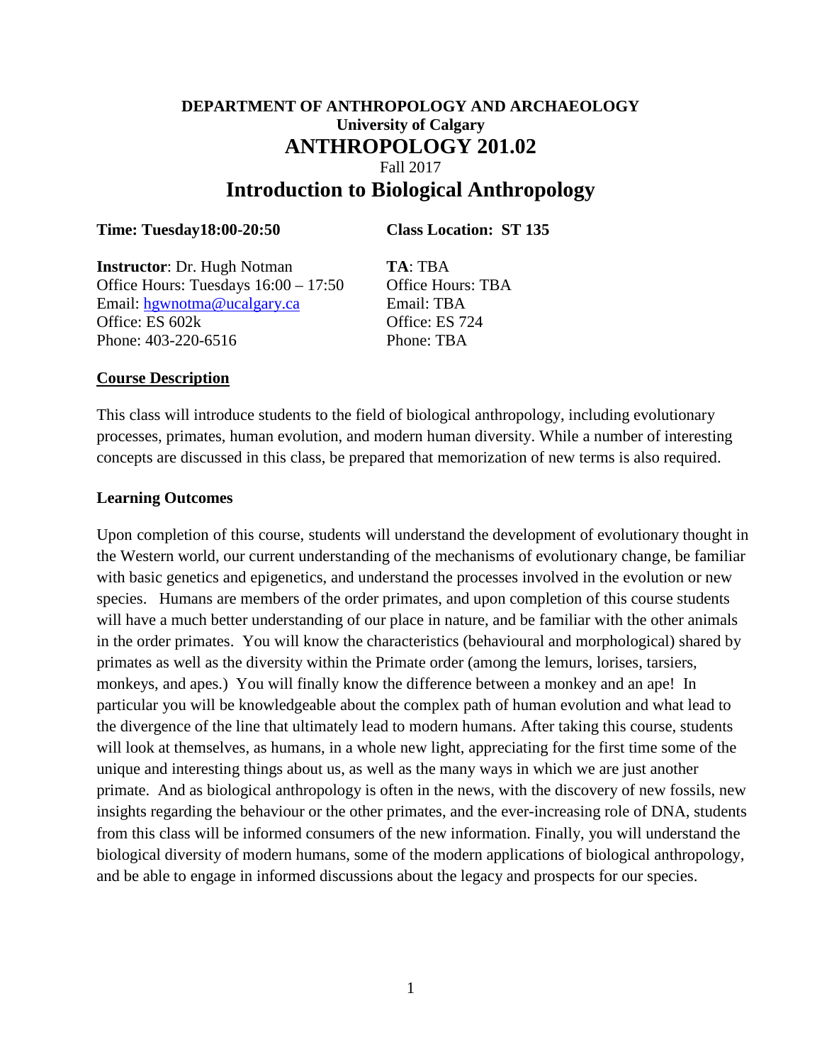# DEPARTMENT OF ANTHROPOLOGY AND ARCHAEOLOGY

**University of Calgary**

## ANTHROPOLOGY 201.02

Fall 2017

## Introduction to Biological Anthropology

**Time: Tuesday18:00-20:50**

**Class Location: ST 135**

**Instructor**: Dr. Hugh Notman
Office Hours: Tuesdays 16:00 – 17:50
Email: hgwnotma@ucalgary.ca
Office: ES 602k
Phone: 403-220-6516

**TA**: TBA
Office Hours: TBA
Email: TBA
Office: ES 724
Phone: TBA

### Course Description

This class will introduce students to the field of biological anthropology, including evolutionary processes, primates, human evolution, and modern human diversity. While a number of interesting concepts are discussed in this class, be prepared that memorization of new terms is also required.

### Learning Outcomes

Upon completion of this course, students will understand the development of evolutionary thought in the Western world, our current understanding of the mechanisms of evolutionary change, be familiar with basic genetics and epigenetics, and understand the processes involved in the evolution or new species. Humans are members of the order primates, and upon completion of this course students will have a much better understanding of our place in nature, and be familiar with the other animals in the order primates. You will know the characteristics (behavioural and morphological) shared by primates as well as the diversity within the Primate order (among the lemurs, lorises, tarsiers, monkeys, and apes.) You will finally know the difference between a monkey and an ape! In particular you will be knowledgeable about the complex path of human evolution and what lead to the divergence of the line that ultimately lead to modern humans. After taking this course, students will look at themselves, as humans, in a whole new light, appreciating for the first time some of the unique and interesting things about us, as well as the many ways in which we are just another primate. And as biological anthropology is often in the news, with the discovery of new fossils, new insights regarding the behaviour or the other primates, and the ever-increasing role of DNA, students from this class will be informed consumers of the new information. Finally, you will understand the biological diversity of modern humans, some of the modern applications of biological anthropology, and be able to engage in informed discussions about the legacy and prospects for our species.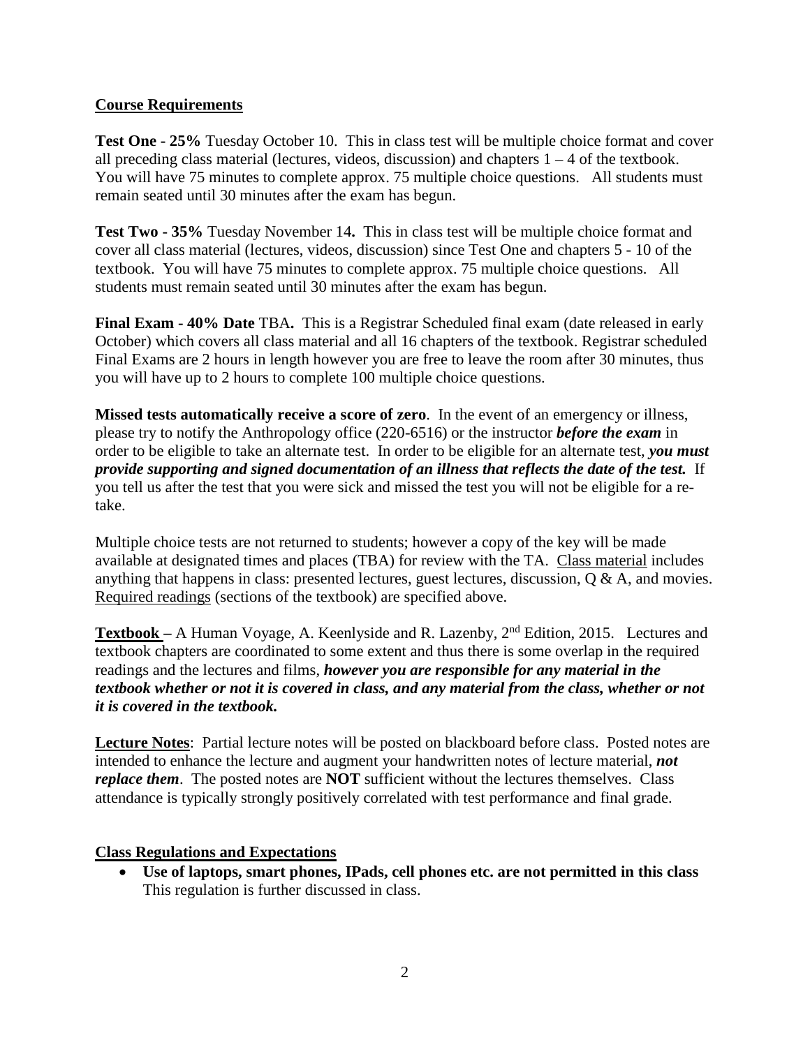**Course Requirements**

**Test One - 25%** Tuesday October 10. This in class test will be multiple choice format and cover all preceding class material (lectures, videos, discussion) and chapters 1 – 4 of the textbook. You will have 75 minutes to complete approx. 75 multiple choice questions. All students must remain seated until 30 minutes after the exam has begun.

**Test Two - 35%** Tuesday November 14**.** This in class test will be multiple choice format and cover all class material (lectures, videos, discussion) since Test One and chapters 5 - 10 of the textbook. You will have 75 minutes to complete approx. 75 multiple choice questions. All students must remain seated until 30 minutes after the exam has begun.

**Final Exam - 40% Date** TBA**.** This is a Registrar Scheduled final exam (date released in early October) which covers all class material and all 16 chapters of the textbook. Registrar scheduled Final Exams are 2 hours in length however you are free to leave the room after 30 minutes, thus you will have up to 2 hours to complete 100 multiple choice questions.

**Missed tests automatically receive a score of zero**. In the event of an emergency or illness, please try to notify the Anthropology office (220-6516) or the instructor ***before the exam*** in order to be eligible to take an alternate test. In order to be eligible for an alternate test, ***you must provide supporting and signed documentation of an illness that reflects the date of the test.*** If you tell us after the test that you were sick and missed the test you will not be eligible for a re-take.

Multiple choice tests are not returned to students; however a copy of the key will be made available at designated times and places (TBA) for review with the TA. Class material includes anything that happens in class: presented lectures, guest lectures, discussion, Q & A, and movies. Required readings (sections of the textbook) are specified above.

**Textbook –** A Human Voyage, A. Keenlyside and R. Lazenby, 2nd Edition, 2015. Lectures and textbook chapters are coordinated to some extent and thus there is some overlap in the required readings and the lectures and films, ***however you are responsible for any material in the textbook whether or not it is covered in class, and any material from the class, whether or not it is covered in the textbook.***

**Lecture Notes**: Partial lecture notes will be posted on blackboard before class. Posted notes are intended to enhance the lecture and augment your handwritten notes of lecture material, ***not replace them***. The posted notes are **NOT** sufficient without the lectures themselves. Class attendance is typically strongly positively correlated with test performance and final grade.

**Class Regulations and Expectations**

- **Use of laptops, smart phones, IPads, cell phones etc. are not permitted in this class** This regulation is further discussed in class.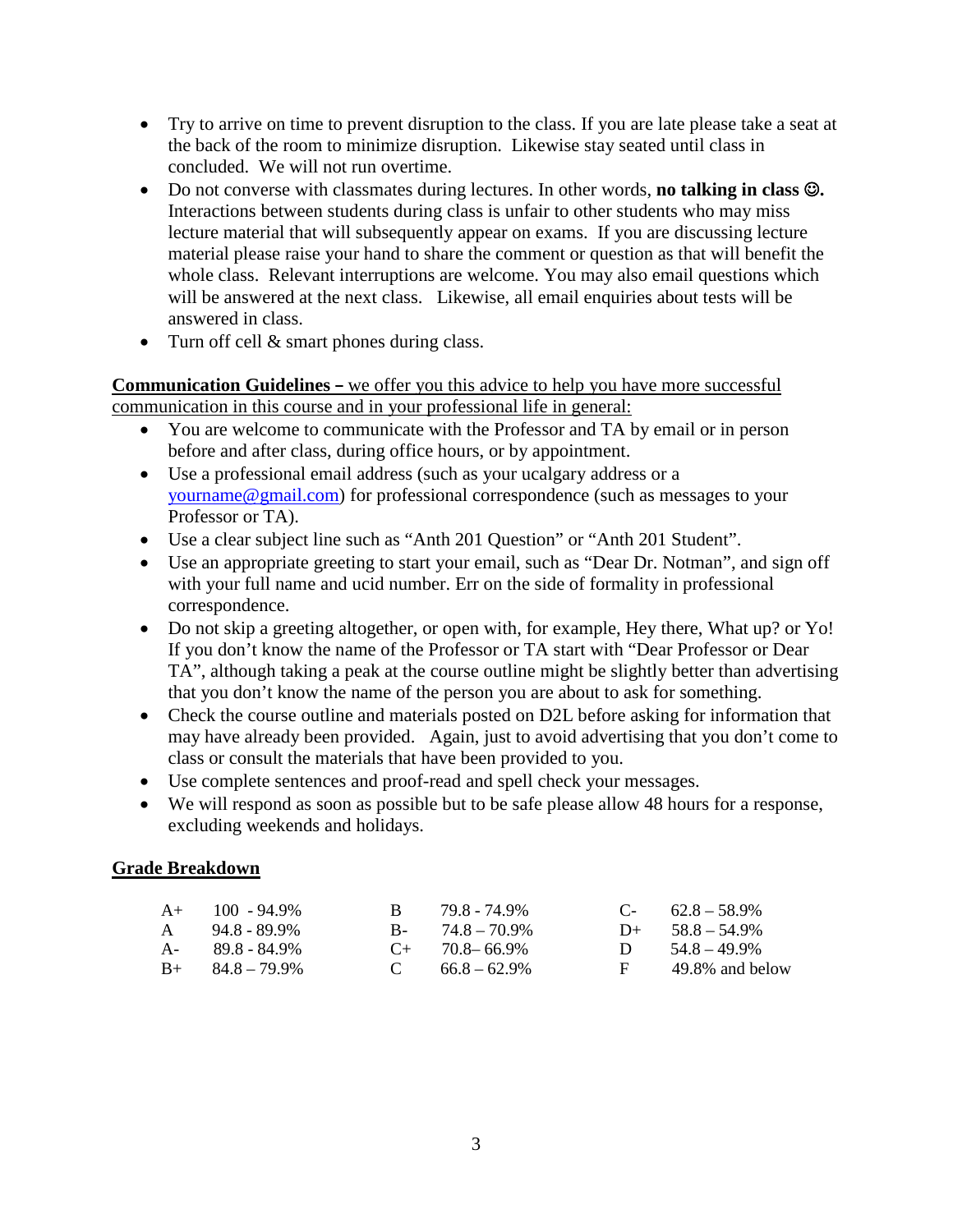- Try to arrive on time to prevent disruption to the class. If you are late please take a seat at the back of the room to minimize disruption. Likewise stay seated until class in concluded. We will not run overtime.
- Do not converse with classmates during lectures. In other words, **no talking in class ☺.** Interactions between students during class is unfair to other students who may miss lecture material that will subsequently appear on exams. If you are discussing lecture material please raise your hand to share the comment or question as that will benefit the whole class. Relevant interruptions are welcome. You may also email questions which will be answered at the next class. Likewise, all email enquiries about tests will be answered in class.
- Turn off cell & smart phones during class.

**Communication Guidelines –** we offer you this advice to help you have more successful communication in this course and in your professional life in general:

- You are welcome to communicate with the Professor and TA by email or in person before and after class, during office hours, or by appointment.
- Use a professional email address (such as your ucalgary address or a yourname@gmail.com) for professional correspondence (such as messages to your Professor or TA).
- Use a clear subject line such as "Anth 201 Question" or "Anth 201 Student".
- Use an appropriate greeting to start your email, such as "Dear Dr. Notman", and sign off with your full name and ucid number. Err on the side of formality in professional correspondence.
- Do not skip a greeting altogether, or open with, for example, Hey there, What up? or Yo! If you don't know the name of the Professor or TA start with "Dear Professor or Dear TA", although taking a peak at the course outline might be slightly better than advertising that you don't know the name of the person you are about to ask for something.
- Check the course outline and materials posted on D2L before asking for information that may have already been provided. Again, just to avoid advertising that you don't come to class or consult the materials that have been provided to you.
- Use complete sentences and proof-read and spell check your messages.
- We will respond as soon as possible but to be safe please allow 48 hours for a response, excluding weekends and holidays.

**Grade Breakdown**

| | | | | | |
|---|---|---|---|---|---|
| A+ | 100 - 94.9% | B | 79.8 - 74.9% | C- | 62.8 – 58.9% |
| A | 94.8 - 89.9% | B- | 74.8 – 70.9% | D+ | 58.8 – 54.9% |
| A- | 89.8 - 84.9% | C+ | 70.8– 66.9% | D | 54.8 – 49.9% |
| B+ | 84.8 – 79.9% | C | 66.8 – 62.9% | F | 49.8% and below |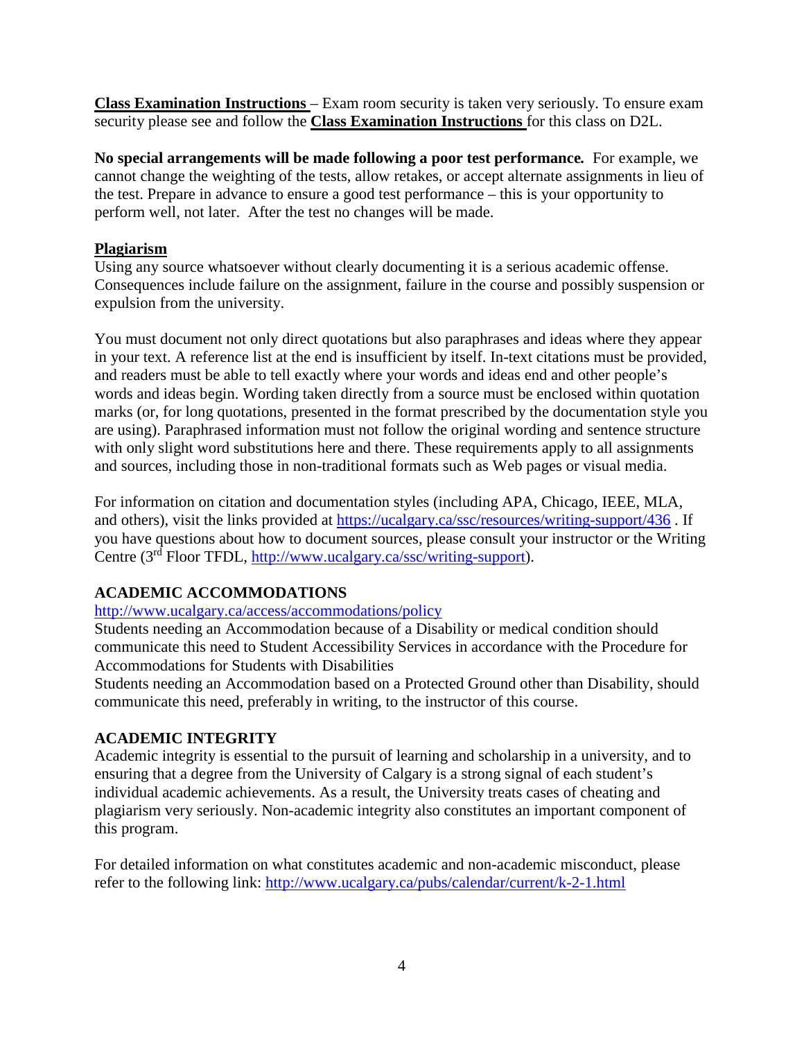**Class Examination Instructions** – Exam room security is taken very seriously. To ensure exam security please see and follow the **Class Examination Instructions** for this class on D2L.

**No special arrangements will be made following a poor test performance.** For example, we cannot change the weighting of the tests, allow retakes, or accept alternate assignments in lieu of the test. Prepare in advance to ensure a good test performance – this is your opportunity to perform well, not later. After the test no changes will be made.

**Plagiarism**

Using any source whatsoever without clearly documenting it is a serious academic offense. Consequences include failure on the assignment, failure in the course and possibly suspension or expulsion from the university.

You must document not only direct quotations but also paraphrases and ideas where they appear in your text. A reference list at the end is insufficient by itself. In-text citations must be provided, and readers must be able to tell exactly where your words and ideas end and other people's words and ideas begin. Wording taken directly from a source must be enclosed within quotation marks (or, for long quotations, presented in the format prescribed by the documentation style you are using). Paraphrased information must not follow the original wording and sentence structure with only slight word substitutions here and there. These requirements apply to all assignments and sources, including those in non-traditional formats such as Web pages or visual media.

For information on citation and documentation styles (including APA, Chicago, IEEE, MLA, and others), visit the links provided at https://ucalgary.ca/ssc/resources/writing-support/436 . If you have questions about how to document sources, please consult your instructor or the Writing Centre (3rd Floor TFDL, http://www.ucalgary.ca/ssc/writing-support).

## ACADEMIC ACCOMMODATIONS

http://www.ucalgary.ca/access/accommodations/policy

Students needing an Accommodation because of a Disability or medical condition should communicate this need to Student Accessibility Services in accordance with the Procedure for Accommodations for Students with Disabilities

Students needing an Accommodation based on a Protected Ground other than Disability, should communicate this need, preferably in writing, to the instructor of this course.

## ACADEMIC INTEGRITY

Academic integrity is essential to the pursuit of learning and scholarship in a university, and to ensuring that a degree from the University of Calgary is a strong signal of each student's individual academic achievements. As a result, the University treats cases of cheating and plagiarism very seriously. Non-academic integrity also constitutes an important component of this program.

For detailed information on what constitutes academic and non-academic misconduct, please refer to the following link: http://www.ucalgary.ca/pubs/calendar/current/k-2-1.html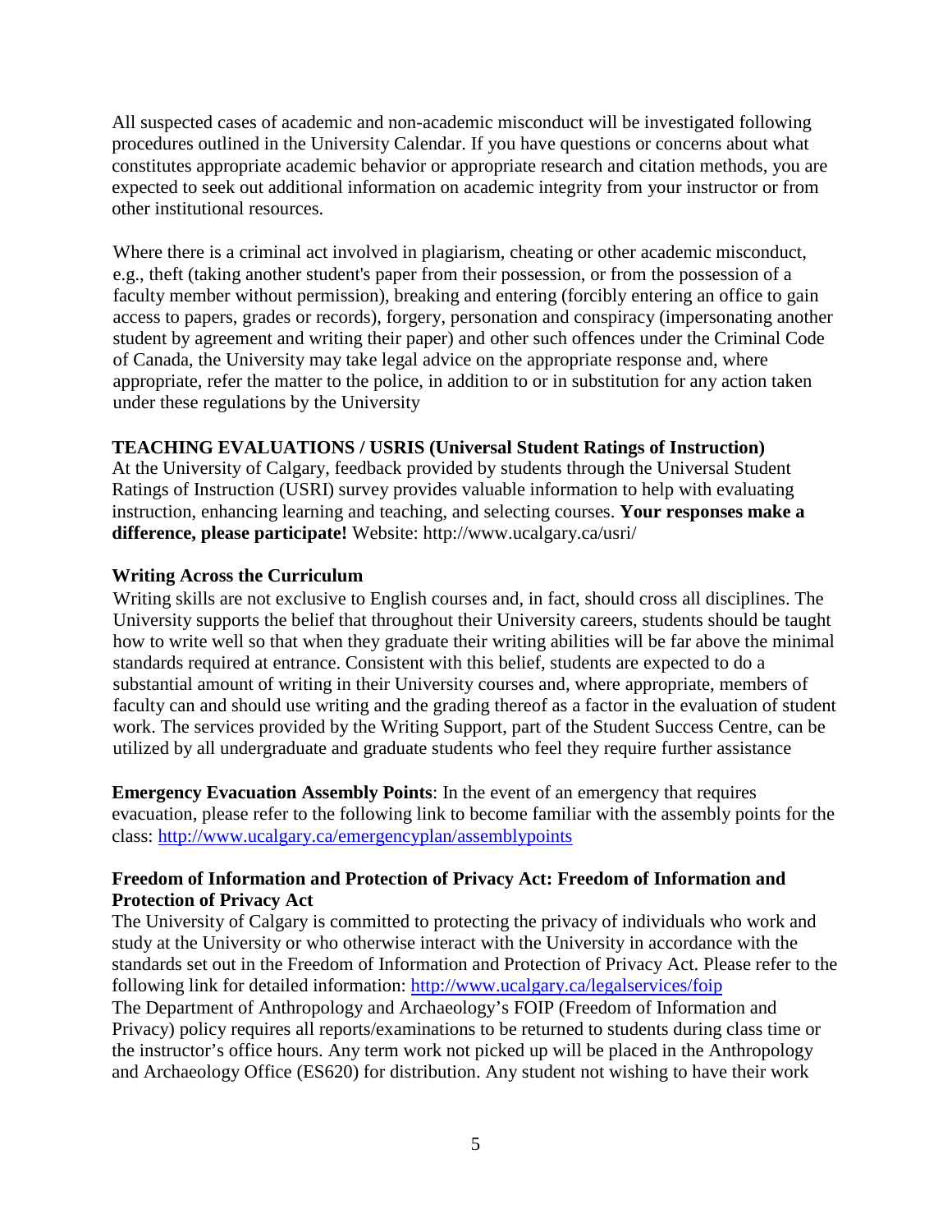All suspected cases of academic and non-academic misconduct will be investigated following procedures outlined in the University Calendar. If you have questions or concerns about what constitutes appropriate academic behavior or appropriate research and citation methods, you are expected to seek out additional information on academic integrity from your instructor or from other institutional resources.

Where there is a criminal act involved in plagiarism, cheating or other academic misconduct, e.g., theft (taking another student's paper from their possession, or from the possession of a faculty member without permission), breaking and entering (forcibly entering an office to gain access to papers, grades or records), forgery, personation and conspiracy (impersonating another student by agreement and writing their paper) and other such offences under the Criminal Code of Canada, the University may take legal advice on the appropriate response and, where appropriate, refer the matter to the police, in addition to or in substitution for any action taken under these regulations by the University

**TEACHING EVALUATIONS / USRIS (Universal Student Ratings of Instruction)**

At the University of Calgary, feedback provided by students through the Universal Student Ratings of Instruction (USRI) survey provides valuable information to help with evaluating instruction, enhancing learning and teaching, and selecting courses. **Your responses make a difference, please participate!** Website: http://www.ucalgary.ca/usri/

**Writing Across the Curriculum**

Writing skills are not exclusive to English courses and, in fact, should cross all disciplines. The University supports the belief that throughout their University careers, students should be taught how to write well so that when they graduate their writing abilities will be far above the minimal standards required at entrance. Consistent with this belief, students are expected to do a substantial amount of writing in their University courses and, where appropriate, members of faculty can and should use writing and the grading thereof as a factor in the evaluation of student work. The services provided by the Writing Support, part of the Student Success Centre, can be utilized by all undergraduate and graduate students who feel they require further assistance

**Emergency Evacuation Assembly Points**: In the event of an emergency that requires evacuation, please refer to the following link to become familiar with the assembly points for the class: http://www.ucalgary.ca/emergencyplan/assemblypoints

**Freedom of Information and Protection of Privacy Act: Freedom of Information and Protection of Privacy Act**

The University of Calgary is committed to protecting the privacy of individuals who work and study at the University or who otherwise interact with the University in accordance with the standards set out in the Freedom of Information and Protection of Privacy Act. Please refer to the following link for detailed information: http://www.ucalgary.ca/legalservices/foip

The Department of Anthropology and Archaeology's FOIP (Freedom of Information and Privacy) policy requires all reports/examinations to be returned to students during class time or the instructor's office hours. Any term work not picked up will be placed in the Anthropology and Archaeology Office (ES620) for distribution. Any student not wishing to have their work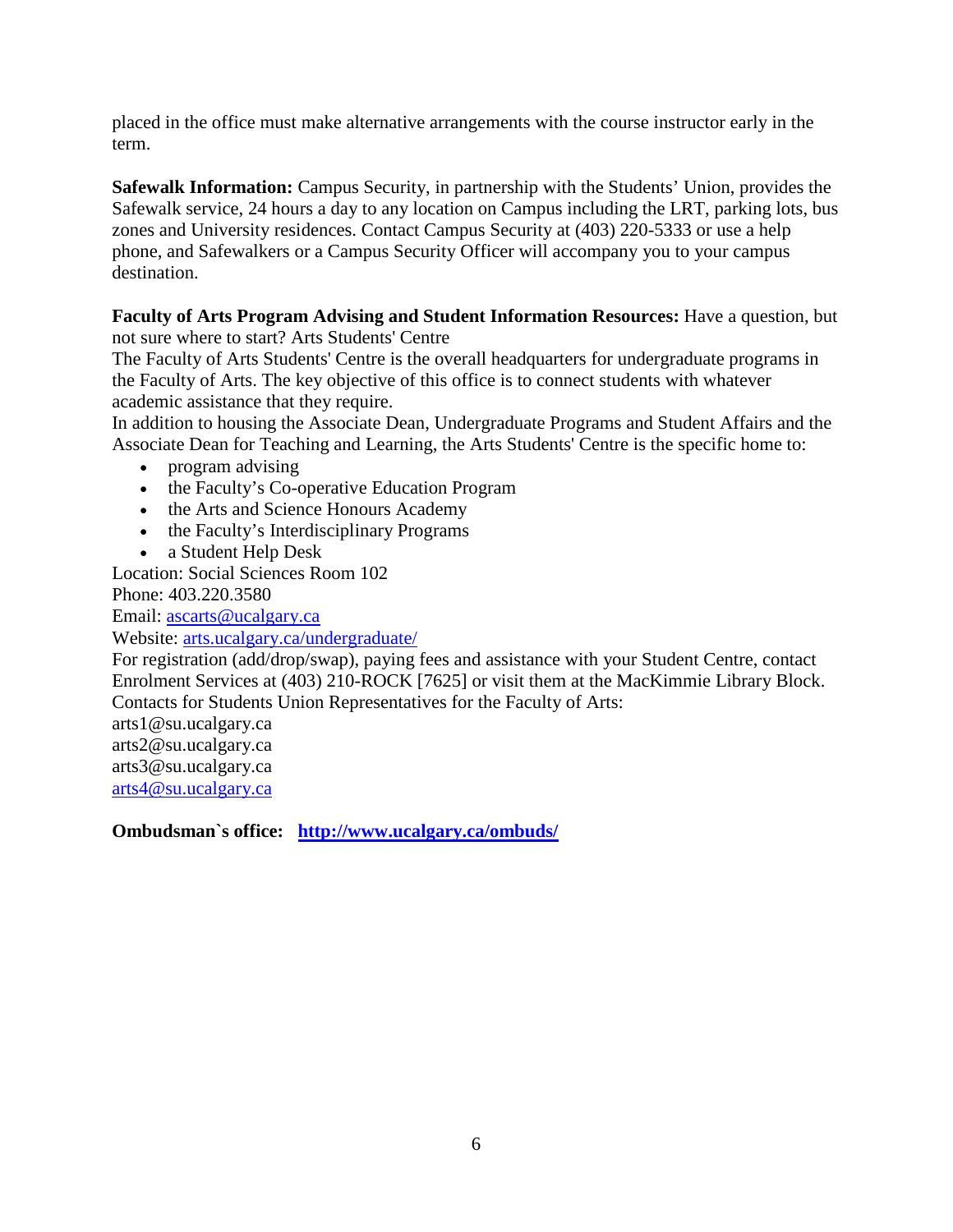placed in the office must make alternative arrangements with the course instructor early in the term.

**Safewalk Information:** Campus Security, in partnership with the Students' Union, provides the Safewalk service, 24 hours a day to any location on Campus including the LRT, parking lots, bus zones and University residences. Contact Campus Security at (403) 220-5333 or use a help phone, and Safewalkers or a Campus Security Officer will accompany you to your campus destination.

**Faculty of Arts Program Advising and Student Information Resources:** Have a question, but not sure where to start? Arts Students' Centre

The Faculty of Arts Students' Centre is the overall headquarters for undergraduate programs in the Faculty of Arts. The key objective of this office is to connect students with whatever academic assistance that they require.

In addition to housing the Associate Dean, Undergraduate Programs and Student Affairs and the Associate Dean for Teaching and Learning, the Arts Students' Centre is the specific home to:

- program advising
- the Faculty's Co-operative Education Program
- the Arts and Science Honours Academy
- the Faculty's Interdisciplinary Programs
- a Student Help Desk

Location: Social Sciences Room 102
Phone: 403.220.3580
Email: [ascarts@ucalgary.ca](mailto:ascarts@ucalgary.ca)
Website: [arts.ucalgary.ca/undergraduate/](arts.ucalgary.ca/undergraduate/)

For registration (add/drop/swap), paying fees and assistance with your Student Centre, contact Enrolment Services at (403) 210-ROCK [7625] or visit them at the MacKimmie Library Block.

Contacts for Students Union Representatives for the Faculty of Arts:
arts1@su.ucalgary.ca
arts2@su.ucalgary.ca
arts3@su.ucalgary.ca
[arts4@su.ucalgary.ca](mailto:arts4@su.ucalgary.ca)

**Ombudsman`s office:** **[http://www.ucalgary.ca/ombuds/](http://www.ucalgary.ca/ombuds/)**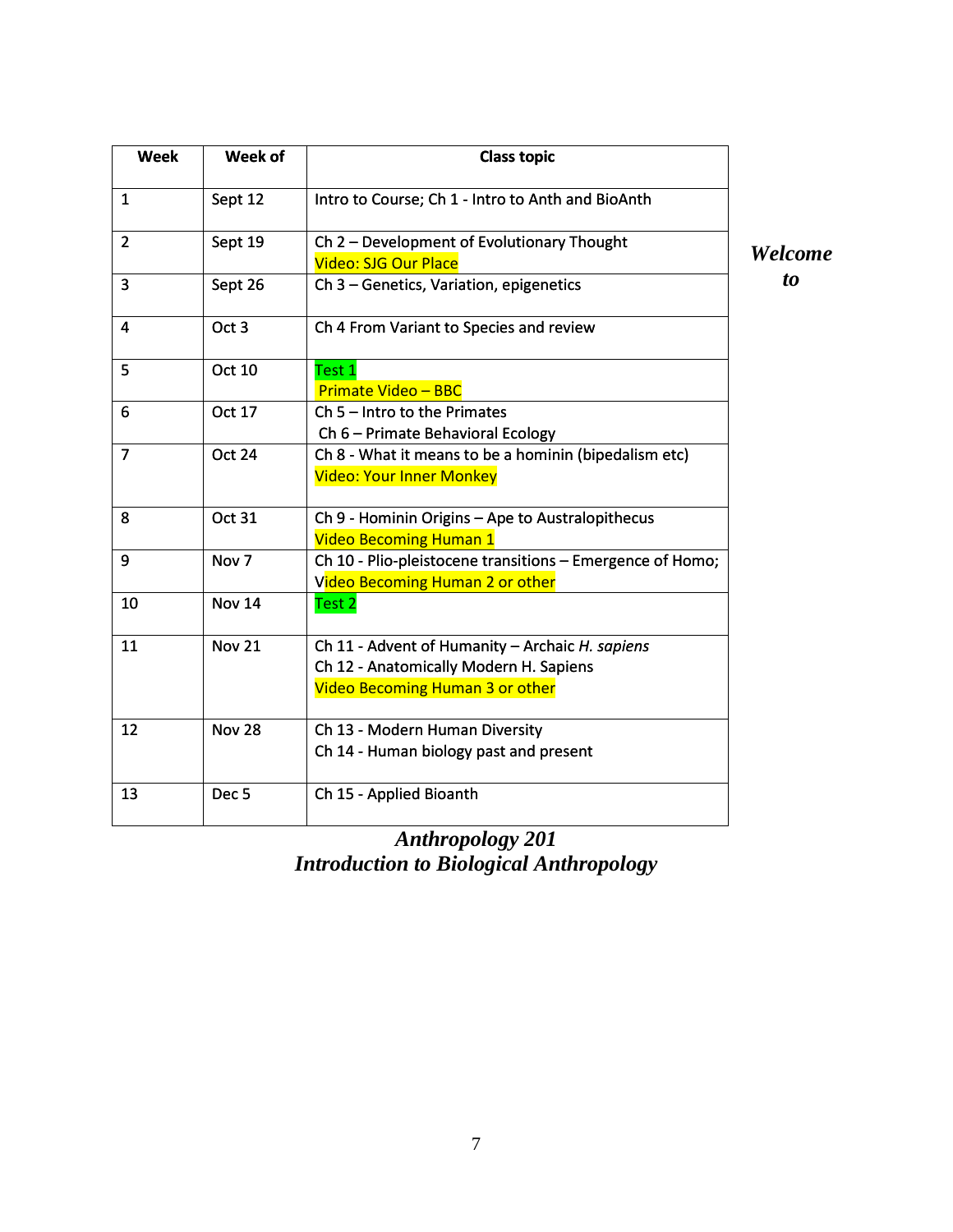| Week | Week of | Class topic |
|---|---|---|
| 1 | Sept 12 | Intro to Course; Ch 1 - Intro to Anth and BioAnth |
| 2 | Sept 19 | Ch 2 – Development of Evolutionary Thought<br>Video: SJG Our Place |
| 3 | Sept 26 | Ch 3 – Genetics, Variation, epigenetics |
| 4 | Oct 3 | Ch 4 From Variant to Species and review |
| 5 | Oct 10 | Test 1<br>Primate Video – BBC |
| 6 | Oct 17 | Ch 5 – Intro to the Primates<br>Ch 6 – Primate Behavioral Ecology |
| 7 | Oct 24 | Ch 8 - What it means to be a hominin (bipedalism etc)<br>Video: Your Inner Monkey |
| 8 | Oct 31 | Ch 9 - Hominin Origins – Ape to Australopithecus<br>Video Becoming Human 1 |
| 9 | Nov 7 | Ch 10 - Plio-pleistocene transitions – Emergence of Homo;<br>Video Becoming Human 2 or other |
| 10 | Nov 14 | Test 2 |
| 11 | Nov 21 | Ch 11 - Advent of Humanity – Archaic *H. sapiens*<br>Ch 12 - Anatomically Modern H. Sapiens<br>Video Becoming Human 3 or other |
| 12 | Nov 28 | Ch 13 - Modern Human Diversity<br>Ch 14 - Human biology past and present |
| 13 | Dec 5 | Ch 15 - Applied Bioanth |

***Welcome to***

***Anthropology 201***
***Introduction to Biological Anthropology***